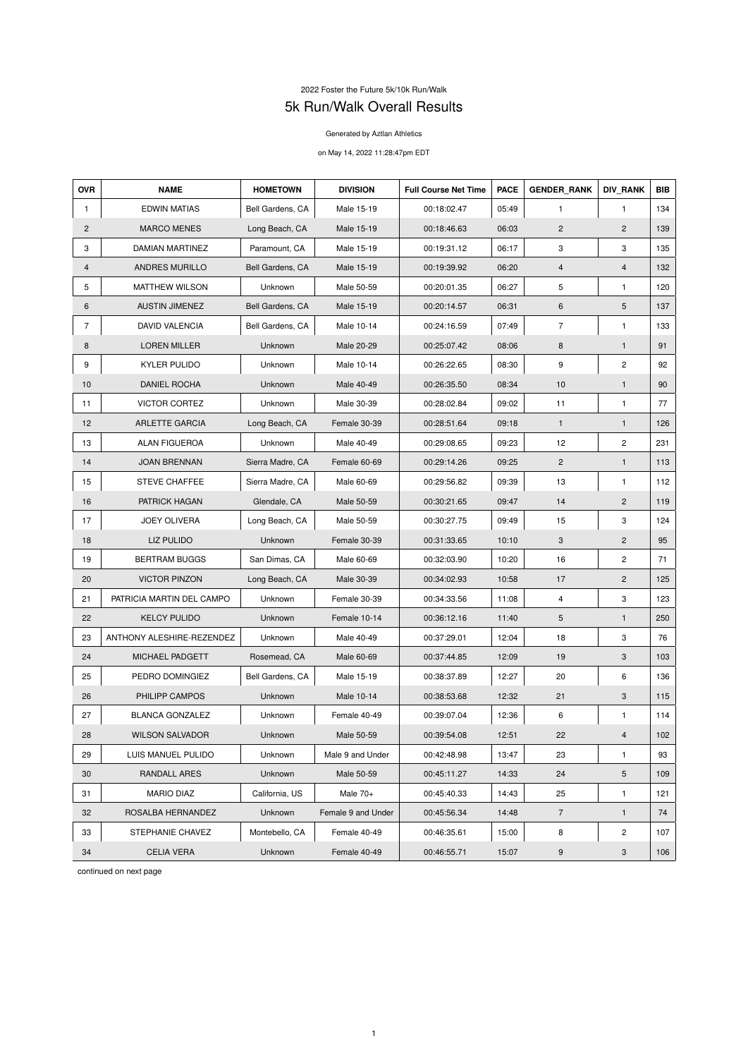2022 Foster the Future 5k/10k Run/Walk

# 5k Run/Walk Overall Results

Generated by Aztlan Athletics

on May 14, 2022 11:28:47pm EDT

| OVR | NAME | HOMETOWN | DIVISION | Full Course Net Time | PACE | GENDER_RANK | DIV_RANK | BIB |
|---|---|---|---|---|---|---|---|---|
| 1 | EDWIN MATIAS | Bell Gardens, CA | Male 15-19 | 00:18:02.47 | 05:49 | 1 | 1 | 134 |
| 2 | MARCO MENES | Long Beach, CA | Male 15-19 | 00:18:46.63 | 06:03 | 2 | 2 | 139 |
| 3 | DAMIAN MARTINEZ | Paramount, CA | Male 15-19 | 00:19:31.12 | 06:17 | 3 | 3 | 135 |
| 4 | ANDRES MURILLO | Bell Gardens, CA | Male 15-19 | 00:19:39.92 | 06:20 | 4 | 4 | 132 |
| 5 | MATTHEW WILSON | Unknown | Male 50-59 | 00:20:01.35 | 06:27 | 5 | 1 | 120 |
| 6 | AUSTIN JIMENEZ | Bell Gardens, CA | Male 15-19 | 00:20:14.57 | 06:31 | 6 | 5 | 137 |
| 7 | DAVID VALENCIA | Bell Gardens, CA | Male 10-14 | 00:24:16.59 | 07:49 | 7 | 1 | 133 |
| 8 | LOREN MILLER | Unknown | Male 20-29 | 00:25:07.42 | 08:06 | 8 | 1 | 91 |
| 9 | KYLER PULIDO | Unknown | Male 10-14 | 00:26:22.65 | 08:30 | 9 | 2 | 92 |
| 10 | DANIEL ROCHA | Unknown | Male 40-49 | 00:26:35.50 | 08:34 | 10 | 1 | 90 |
| 11 | VICTOR CORTEZ | Unknown | Male 30-39 | 00:28:02.84 | 09:02 | 11 | 1 | 77 |
| 12 | ARLETTE GARCIA | Long Beach, CA | Female 30-39 | 00:28:51.64 | 09:18 | 1 | 1 | 126 |
| 13 | ALAN FIGUEROA | Unknown | Male 40-49 | 00:29:08.65 | 09:23 | 12 | 2 | 231 |
| 14 | JOAN BRENNAN | Sierra Madre, CA | Female 60-69 | 00:29:14.26 | 09:25 | 2 | 1 | 113 |
| 15 | STEVE CHAFFEE | Sierra Madre, CA | Male 60-69 | 00:29:56.82 | 09:39 | 13 | 1 | 112 |
| 16 | PATRICK HAGAN | Glendale, CA | Male 50-59 | 00:30:21.65 | 09:47 | 14 | 2 | 119 |
| 17 | JOEY OLIVERA | Long Beach, CA | Male 50-59 | 00:30:27.75 | 09:49 | 15 | 3 | 124 |
| 18 | LIZ PULIDO | Unknown | Female 30-39 | 00:31:33.65 | 10:10 | 3 | 2 | 95 |
| 19 | BERTRAM BUGGS | San Dimas, CA | Male 60-69 | 00:32:03.90 | 10:20 | 16 | 2 | 71 |
| 20 | VICTOR PINZON | Long Beach, CA | Male 30-39 | 00:34:02.93 | 10:58 | 17 | 2 | 125 |
| 21 | PATRICIA MARTIN DEL CAMPO | Unknown | Female 30-39 | 00:34:33.56 | 11:08 | 4 | 3 | 123 |
| 22 | KELCY PULIDO | Unknown | Female 10-14 | 00:36:12.16 | 11:40 | 5 | 1 | 250 |
| 23 | ANTHONY ALESHIRE-REZENDEZ | Unknown | Male 40-49 | 00:37:29.01 | 12:04 | 18 | 3 | 76 |
| 24 | MICHAEL PADGETT | Rosemead, CA | Male 60-69 | 00:37:44.85 | 12:09 | 19 | 3 | 103 |
| 25 | PEDRO DOMINGIEZ | Bell Gardens, CA | Male 15-19 | 00:38:37.89 | 12:27 | 20 | 6 | 136 |
| 26 | PHILIPP CAMPOS | Unknown | Male 10-14 | 00:38:53.68 | 12:32 | 21 | 3 | 115 |
| 27 | BLANCA GONZALEZ | Unknown | Female 40-49 | 00:39:07.04 | 12:36 | 6 | 1 | 114 |
| 28 | WILSON SALVADOR | Unknown | Male 50-59 | 00:39:54.08 | 12:51 | 22 | 4 | 102 |
| 29 | LUIS MANUEL PULIDO | Unknown | Male 9 and Under | 00:42:48.98 | 13:47 | 23 | 1 | 93 |
| 30 | RANDALL ARES | Unknown | Male 50-59 | 00:45:11.27 | 14:33 | 24 | 5 | 109 |
| 31 | MARIO DIAZ | California, US | Male 70+ | 00:45:40.33 | 14:43 | 25 | 1 | 121 |
| 32 | ROSALBA HERNANDEZ | Unknown | Female 9 and Under | 00:45:56.34 | 14:48 | 7 | 1 | 74 |
| 33 | STEPHANIE CHAVEZ | Montebello, CA | Female 40-49 | 00:46:35.61 | 15:00 | 8 | 2 | 107 |
| 34 | CELIA VERA | Unknown | Female 40-49 | 00:46:55.71 | 15:07 | 9 | 3 | 106 |

continued on next page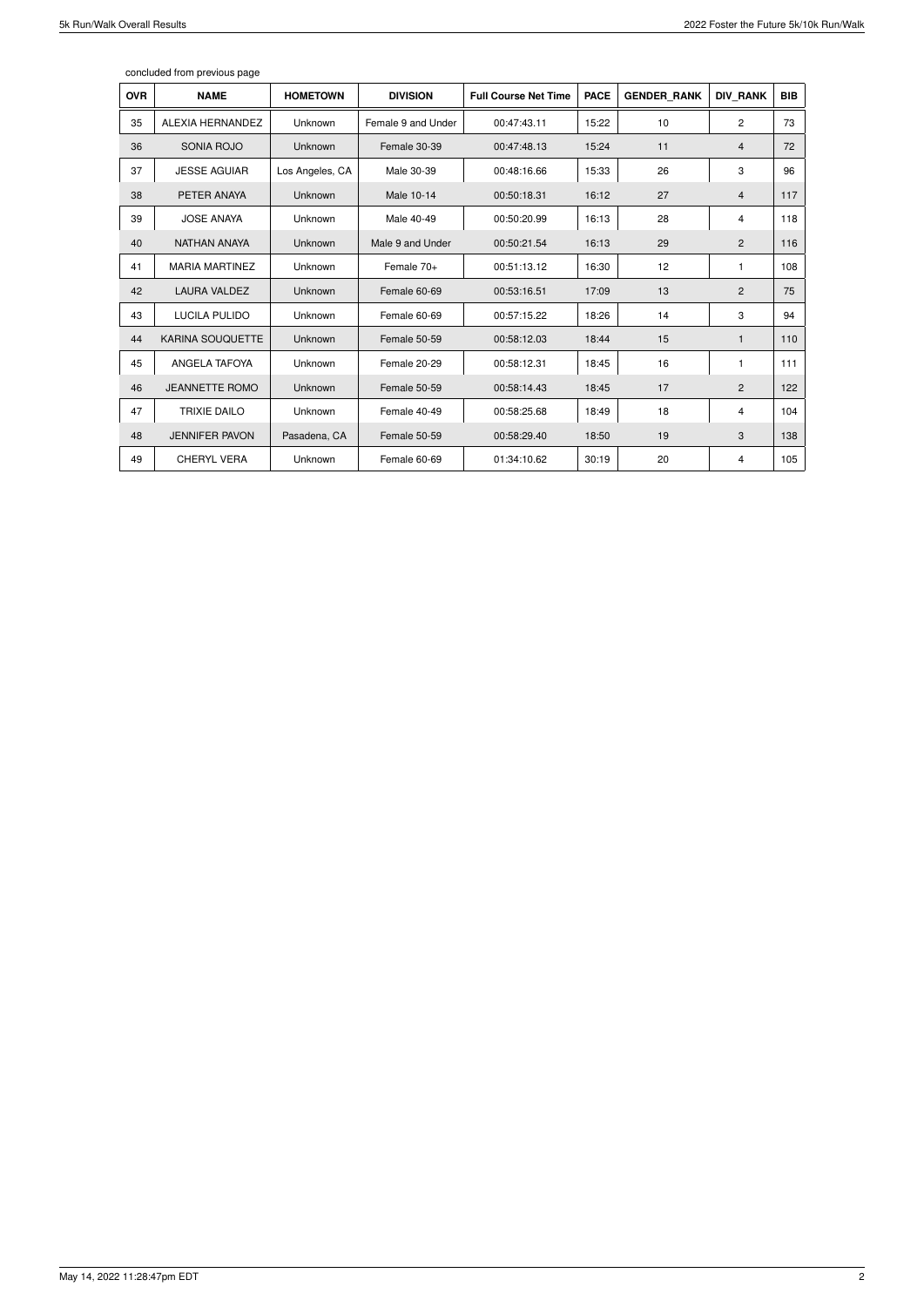concluded from previous page

| OVR | NAME | HOMETOWN | DIVISION | Full Course Net Time | PACE | GENDER_RANK | DIV_RANK | BIB |
|---|---|---|---|---|---|---|---|---|
| 35 | ALEXIA HERNANDEZ | Unknown | Female 9 and Under | 00:47:43.11 | 15:22 | 10 | 2 | 73 |
| 36 | SONIA ROJO | Unknown | Female 30-39 | 00:47:48.13 | 15:24 | 11 | 4 | 72 |
| 37 | JESSE AGUIAR | Los Angeles, CA | Male 30-39 | 00:48:16.66 | 15:33 | 26 | 3 | 96 |
| 38 | PETER ANAYA | Unknown | Male 10-14 | 00:50:18.31 | 16:12 | 27 | 4 | 117 |
| 39 | JOSE ANAYA | Unknown | Male 40-49 | 00:50:20.99 | 16:13 | 28 | 4 | 118 |
| 40 | NATHAN ANAYA | Unknown | Male 9 and Under | 00:50:21.54 | 16:13 | 29 | 2 | 116 |
| 41 | MARIA MARTINEZ | Unknown | Female 70+ | 00:51:13.12 | 16:30 | 12 | 1 | 108 |
| 42 | LAURA VALDEZ | Unknown | Female 60-69 | 00:53:16.51 | 17:09 | 13 | 2 | 75 |
| 43 | LUCILA PULIDO | Unknown | Female 60-69 | 00:57:15.22 | 18:26 | 14 | 3 | 94 |
| 44 | KARINA SOUQUETTE | Unknown | Female 50-59 | 00:58:12.03 | 18:44 | 15 | 1 | 110 |
| 45 | ANGELA TAFOYA | Unknown | Female 20-29 | 00:58:12.31 | 18:45 | 16 | 1 | 111 |
| 46 | JEANNETTE ROMO | Unknown | Female 50-59 | 00:58:14.43 | 18:45 | 17 | 2 | 122 |
| 47 | TRIXIE DAILO | Unknown | Female 40-49 | 00:58:25.68 | 18:49 | 18 | 4 | 104 |
| 48 | JENNIFER PAVON | Pasadena, CA | Female 50-59 | 00:58:29.40 | 18:50 | 19 | 3 | 138 |
| 49 | CHERYL VERA | Unknown | Female 60-69 | 01:34:10.62 | 30:19 | 20 | 4 | 105 |